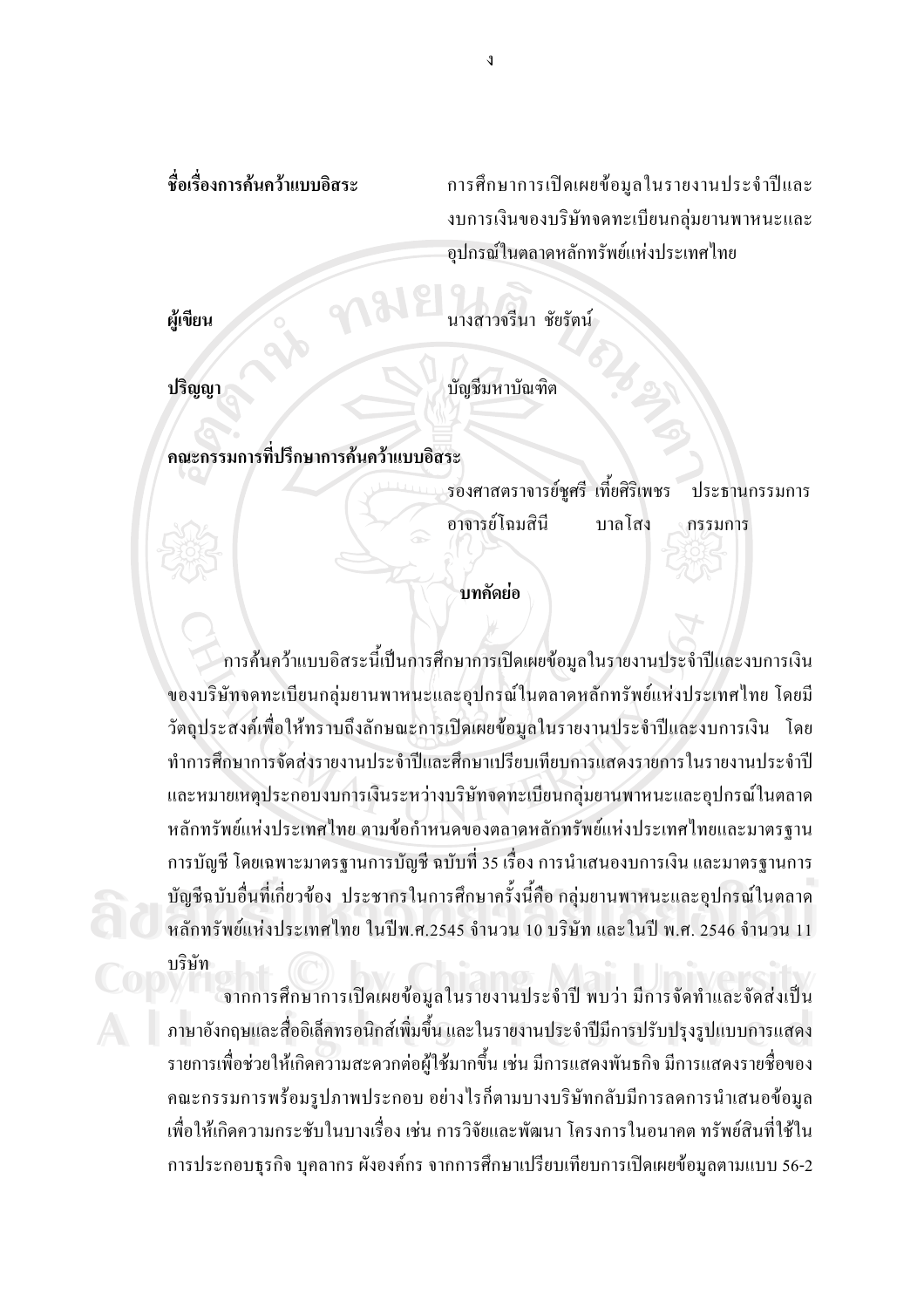**ชื่อเรื่องการค้นคว้าแบบอิสระ** การศึกษาการเปิดเผยข้อมูลในรายงานประจำปีและงบการเงินของบริษัทจดทะเบียนกลุ่มยานพาหนะและอุปกรณ์ในตลาดหลักทรัพย์แห่งประเทศไทย

**ผู้เขียน** นางสาวจรีนา ชัยรัตน์

**ปริญญา** บัญชีมหาบัณฑิต

**คณะกรรมการที่ปรึกษาการค้นคว้าแบบอิสระ**

รองศาสตราจารย์ชูศรี เที้ยศิริเพชร ประธานกรรมการ
อาจารย์โฉมสินี บาลโสง กรรมการ

## บทคัดย่อ

การค้นคว้าแบบอิสระนี้เป็นการศึกษาการเปิดเผยข้อมูลในรายงานประจำปีและงบการเงินของบริษัทจดทะเบียนกลุ่มยานพาหนะและอุปกรณ์ในตลาดหลักทรัพย์แห่งประเทศไทย โดยมีวัตถุประสงค์เพื่อให้ทราบถึงลักษณะการเปิดเผยข้อมูลในรายงานประจำปีและงบการเงิน โดยทำการศึกษาการจัดส่งรายงานประจำปีและศึกษาเปรียบเทียบการแสดงรายการในรายงานประจำปีและหมายเหตุประกอบงบการเงินระหว่างบริษัทจดทะเบียนกลุ่มยานพาหนะและอุปกรณ์ในตลาดหลักทรัพย์แห่งประเทศไทย ตามข้อกำหนดของตลาดหลักทรัพย์แห่งประเทศไทยและมาตรฐานการบัญชี โดยเฉพาะมาตรฐานการบัญชี ฉบับที่ 35 เรื่อง การนำเสนองบการเงิน และมาตรฐานการบัญชีฉบับอื่นที่เกี่ยวข้อง ประชากรในการศึกษาครั้งนี้คือ กลุ่มยานพาหนะและอุปกรณ์ในตลาดหลักทรัพย์แห่งประเทศไทย ในปีพ.ศ.2545 จำนวน 10 บริษัท และในปี พ.ศ. 2546 จำนวน 11 บริษัท

จากการศึกษาการเปิดเผยข้อมูลในรายงานประจำปี พบว่า มีการจัดทำและจัดส่งเป็นภาษาอังกฤษและสื่ออิเล็คทรอนิกส์เพิ่มขึ้น และในรายงานประจำปีมีการปรับปรุงรูปแบบการแสดงรายการเพื่อช่วยให้เกิดความสะดวกต่อผู้ใช้มากขึ้น เช่น มีการแสดงพันธกิจ มีการแสดงรายชื่อของคณะกรรมการพร้อมรูปภาพประกอบ อย่างไรก็ตามบางบริษัทกลับมีการลดการนำเสนอข้อมูลเพื่อให้เกิดความกระชับในบางเรื่อง เช่น การวิจัยและพัฒนา โครงการในอนาคต ทรัพย์สินที่ใช้ในการประกอบธุรกิจ บุคลากร ผังองค์กร จากการศึกษาเปรียบเทียบการเปิดเผยข้อมูลตามแบบ 56-2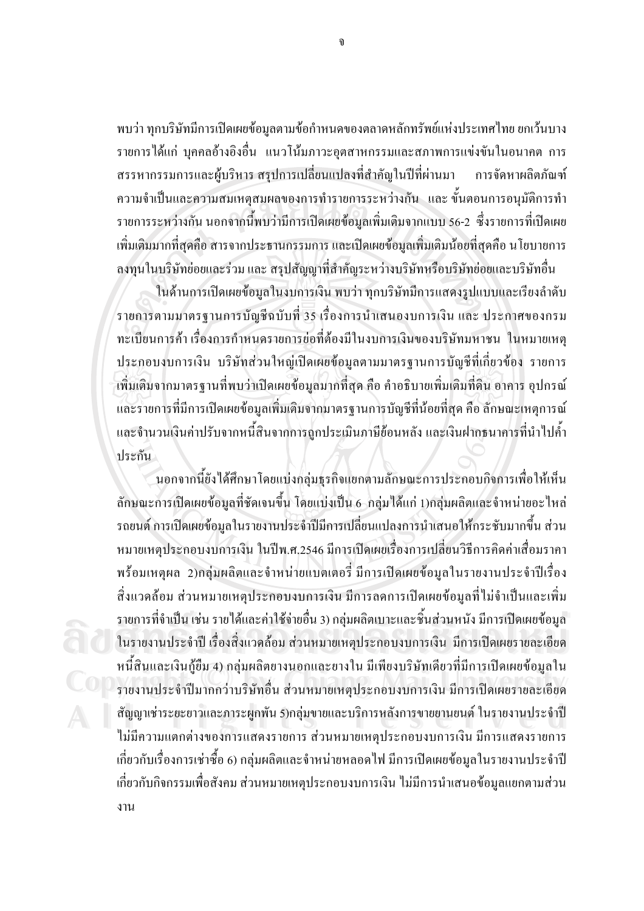พบว่า ทุกบริษัทมีการเปิดเผยข้อมูลตามข้อกำหนดของตลาดหลักทรัพย์แห่งประเทศไทย ยกเว้นบางรายการได้แก่ บุคคลอ้างอิงอื่น แนวโน้มภาวะอุตสาหกรรมและสภาพการแข่งขันในอนาคต การสรรหากรรมการและผู้บริหาร สรุปการเปลี่ยนแปลงที่สำคัญในปีที่ผ่านมา การจัดหาผลิตภัณฑ์ ความจำเป็นและความสมเหตุสมผลของการทำรายการระหว่างกัน และ ขั้นตอนการอนุมัติการทำรายการระหว่างกัน นอกจากนี้พบว่ามีการเปิดเผยข้อมูลเพิ่มเติมจากแบบ 56-2 ซึ่งรายการที่เปิดเผยเพิ่มเติมมากที่สุดคือ สารจากประธานกรรมการ และเปิดเผยข้อมูลเพิ่มเติมน้อยที่สุดคือ นโยบายการลงทุนในบริษัทย่อยและร่วม และ สรุปสัญญาที่สำคัญระหว่างบริษัทหรือบริษัทย่อยและบริษัทอื่น

ในด้านการเปิดเผยข้อมูลในงบการเงิน พบว่า ทุกบริษัทมีการแสดงรูปแบบและเรียงลำดับรายการตามมาตรฐานการบัญชีฉบับที่ 35 เรื่องการนำเสนองบการเงิน และ ประกาศของกรมทะเบียนการค้า เรื่องการกำหนดรายการย่อที่ต้องมีในงบการเงินของบริษัทมหาชน ในหมายเหตุประกอบงบการเงิน บริษัทส่วนใหญ่เปิดเผยข้อมูลตามมาตรฐานการบัญชีที่เกี่ยวข้อง รายการเพิ่มเติมจากมาตรฐานที่พบว่าเปิดเผยข้อมูลมากที่สุด คือ คำอธิบายเพิ่มเติมที่ดิน อาคาร อุปกรณ์ และรายการที่มีการเปิดเผยข้อมูลเพิ่มเติมจากมาตรฐานการบัญชีที่น้อยที่สุด คือ ลักษณะเหตุการณ์และจำนวนเงินค่าปรับจากหนี้สินจากการถูกประเมินภาษีย้อนหลัง และเงินฝากธนาคารที่นำไปค้ำประกัน

นอกจากนี้ยังได้ศึกษาโดยแบ่งกลุ่มธุรกิจแยกตามลักษณะการประกอบกิจการเพื่อให้เห็นลักษณะการเปิดเผยข้อมูลที่ชัดเจนขึ้น โดยแบ่งเป็น 6 กลุ่มได้แก่ 1)กลุ่มผลิตและจำหน่ายอะไหล่รถยนต์ การเปิดเผยข้อมูลในรายงานประจำปีมีการเปลี่ยนแปลงการนำเสนอให้กระชับมากขึ้น ส่วนหมายเหตุประกอบงบการเงิน ในปีพ.ศ.2546 มีการเปิดเผยเรื่องการเปลี่ยนวิธีการคิดค่าเสื่อมราคาพร้อมเหตุผล 2)กลุ่มผลิตและจำหน่ายแบตเตอรี่ มีการเปิดเผยข้อมูลในรายงานประจำปีเรื่องสิ่งแวดล้อม ส่วนหมายเหตุประกอบงบการเงิน มีการลดการเปิดเผยข้อมูลที่ไม่จำเป็นและเพิ่มรายการที่จำเป็น เช่น รายได้และค่าใช้จ่ายอื่น 3) กลุ่มผลิตเบาะและชิ้นส่วนหนัง มีการเปิดเผยข้อมูลในรายงานประจำปี เรื่องสิ่งแวดล้อม ส่วนหมายเหตุประกอบงบการเงิน มีการเปิดเผยรายละเอียดหนี้สินและเงินกู้ยืม 4) กลุ่มผลิตยางนอกและยางใน มีเพียงบริษัทเดียวที่มีการเปิดเผยข้อมูลในรายงานประจำปีมากกว่าบริษัทอื่น ส่วนหมายเหตุประกอบงบการเงิน มีการเปิดเผยรายละเอียดสัญญาเช่าระยะยาวและภาระผูกพัน 5)กลุ่มขายและบริการหลังการขายยานยนต์ ในรายงานประจำปีไม่มีความแตกต่างของการแสดงรายการ ส่วนหมายเหตุประกอบงบการเงิน มีการแสดงรายการเกี่ยวกับเรื่องการเช่าซื้อ 6) กลุ่มผลิตและจำหน่ายหลอดไฟ มีการเปิดเผยข้อมูลในรายงานประจำปีเกี่ยวกับกิจกรรมเพื่อสังคม ส่วนหมายเหตุประกอบงบการเงิน ไม่มีการนำเสนอข้อมูลแยกตามส่วนงาน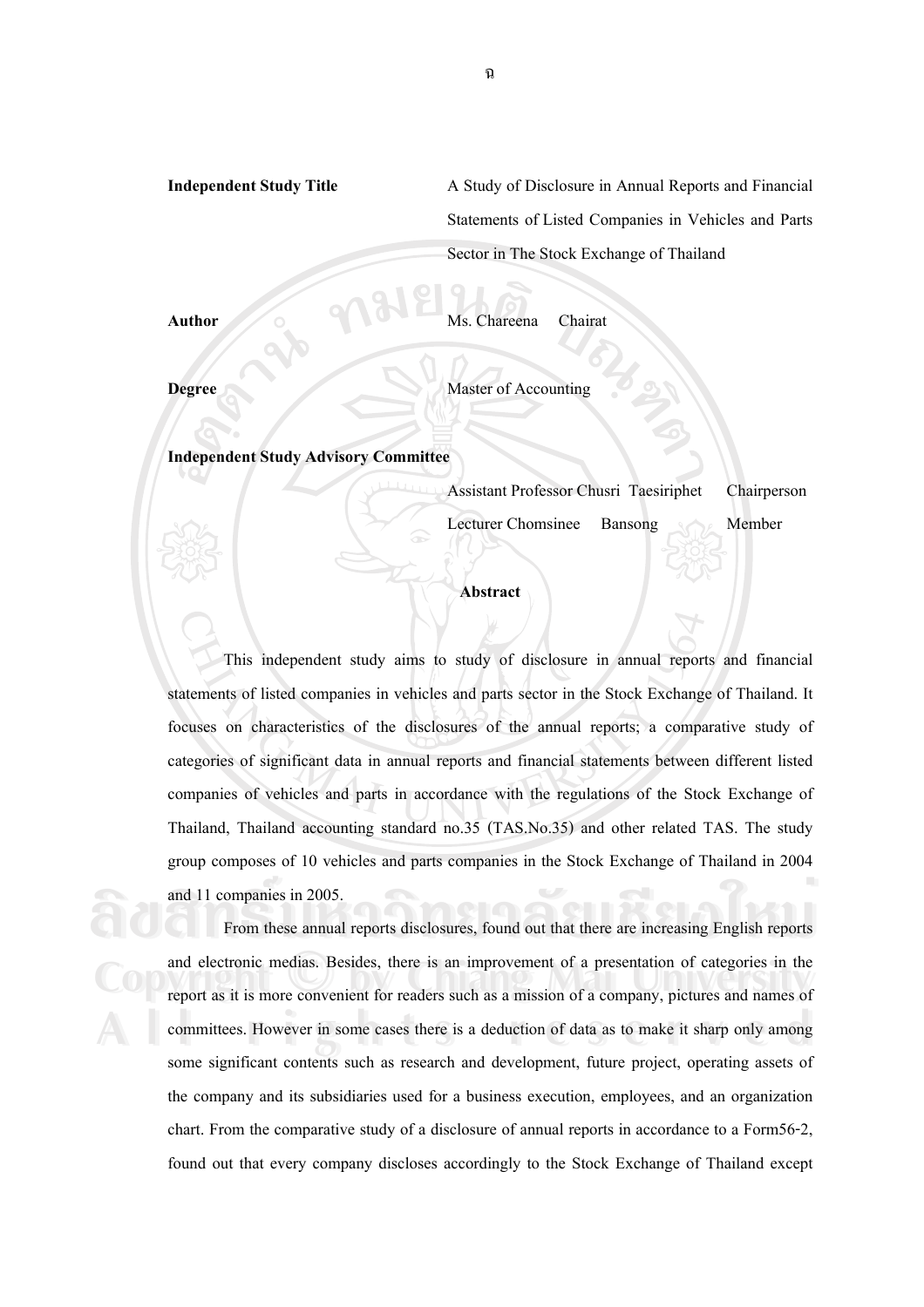**Independent Study Title** A Study of Disclosure in Annual Reports and Financial Statements of Listed Companies in Vehicles and Parts Sector in The Stock Exchange of Thailand

**Author** Ms. Chareena Chairat

**Degree** Master of Accounting

**Independent Study Advisory Committee**

Assistant Professor Chusri Taesiriphet Chairperson

Lecturer Chomsinee Bansong Member

## Abstract

This independent study aims to study of disclosure in annual reports and financial statements of listed companies in vehicles and parts sector in the Stock Exchange of Thailand. It focuses on characteristics of the disclosures of the annual reports; a comparative study of categories of significant data in annual reports and financial statements between different listed companies of vehicles and parts in accordance with the regulations of the Stock Exchange of Thailand, Thailand accounting standard no.35 (TAS.No.35) and other related TAS. The study group composes of 10 vehicles and parts companies in the Stock Exchange of Thailand in 2004 and 11 companies in 2005.

From these annual reports disclosures, found out that there are increasing English reports and electronic medias. Besides, there is an improvement of a presentation of categories in the report as it is more convenient for readers such as a mission of a company, pictures and names of committees. However in some cases there is a deduction of data as to make it sharp only among some significant contents such as research and development, future project, operating assets of the company and its subsidiaries used for a business execution, employees, and an organization chart. From the comparative study of a disclosure of annual reports in accordance to a Form56-2, found out that every company discloses accordingly to the Stock Exchange of Thailand except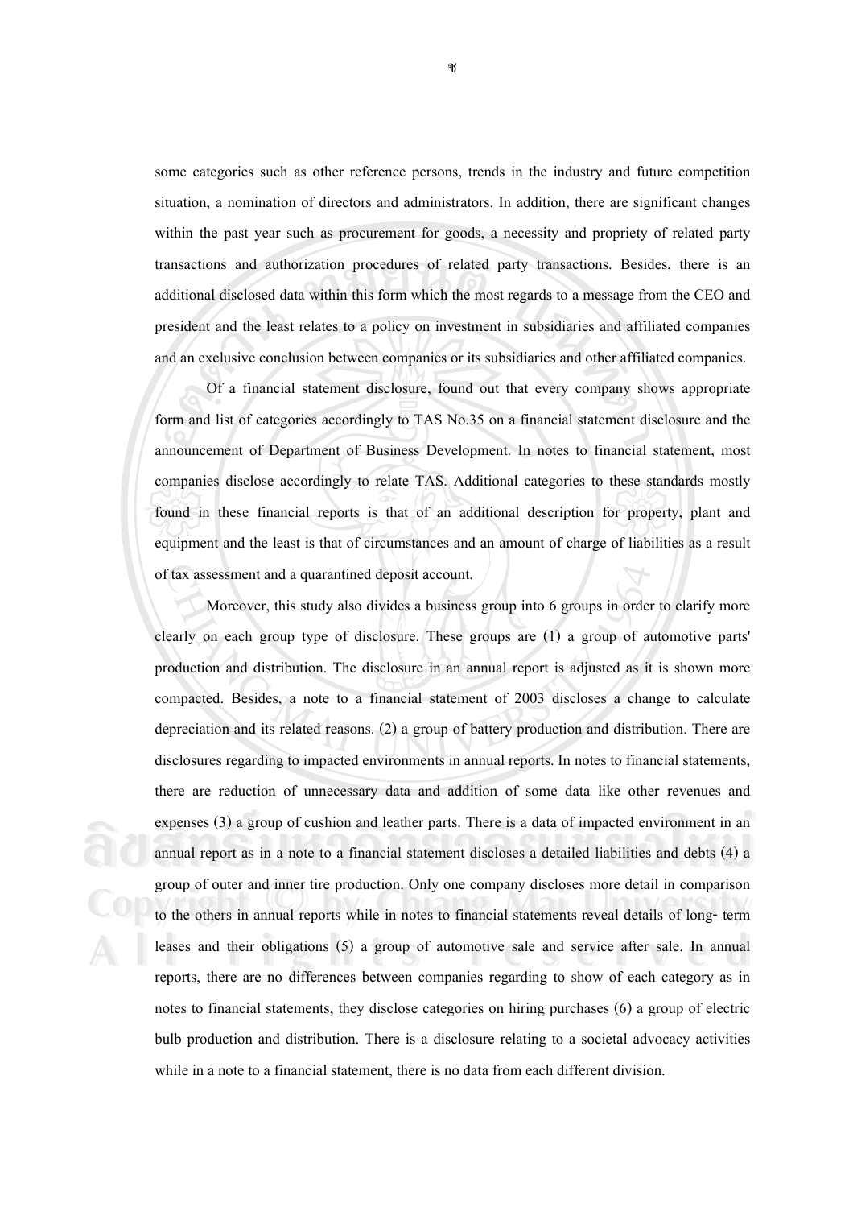some categories such as other reference persons, trends in the industry and future competition situation, a nomination of directors and administrators. In addition, there are significant changes within the past year such as procurement for goods, a necessity and propriety of related party transactions and authorization procedures of related party transactions. Besides, there is an additional disclosed data within this form which the most regards to a message from the CEO and president and the least relates to a policy on investment in subsidiaries and affiliated companies and an exclusive conclusion between companies or its subsidiaries and other affiliated companies.

Of a financial statement disclosure, found out that every company shows appropriate form and list of categories accordingly to TAS No.35 on a financial statement disclosure and the announcement of Department of Business Development. In notes to financial statement, most companies disclose accordingly to relate TAS. Additional categories to these standards mostly found in these financial reports is that of an additional description for property, plant and equipment and the least is that of circumstances and an amount of charge of liabilities as a result of tax assessment and a quarantined deposit account.

Moreover, this study also divides a business group into 6 groups in order to clarify more clearly on each group type of disclosure. These groups are (1) a group of automotive parts' production and distribution. The disclosure in an annual report is adjusted as it is shown more compacted. Besides, a note to a financial statement of 2003 discloses a change to calculate depreciation and its related reasons. (2) a group of battery production and distribution. There are disclosures regarding to impacted environments in annual reports. In notes to financial statements, there are reduction of unnecessary data and addition of some data like other revenues and expenses (3) a group of cushion and leather parts. There is a data of impacted environment in an annual report as in a note to a financial statement discloses a detailed liabilities and debts (4) a group of outer and inner tire production. Only one company discloses more detail in comparison to the others in annual reports while in notes to financial statements reveal details of long- term leases and their obligations (5) a group of automotive sale and service after sale. In annual reports, there are no differences between companies regarding to show of each category as in notes to financial statements, they disclose categories on hiring purchases (6) a group of electric bulb production and distribution. There is a disclosure relating to a societal advocacy activities while in a note to a financial statement, there is no data from each different division.